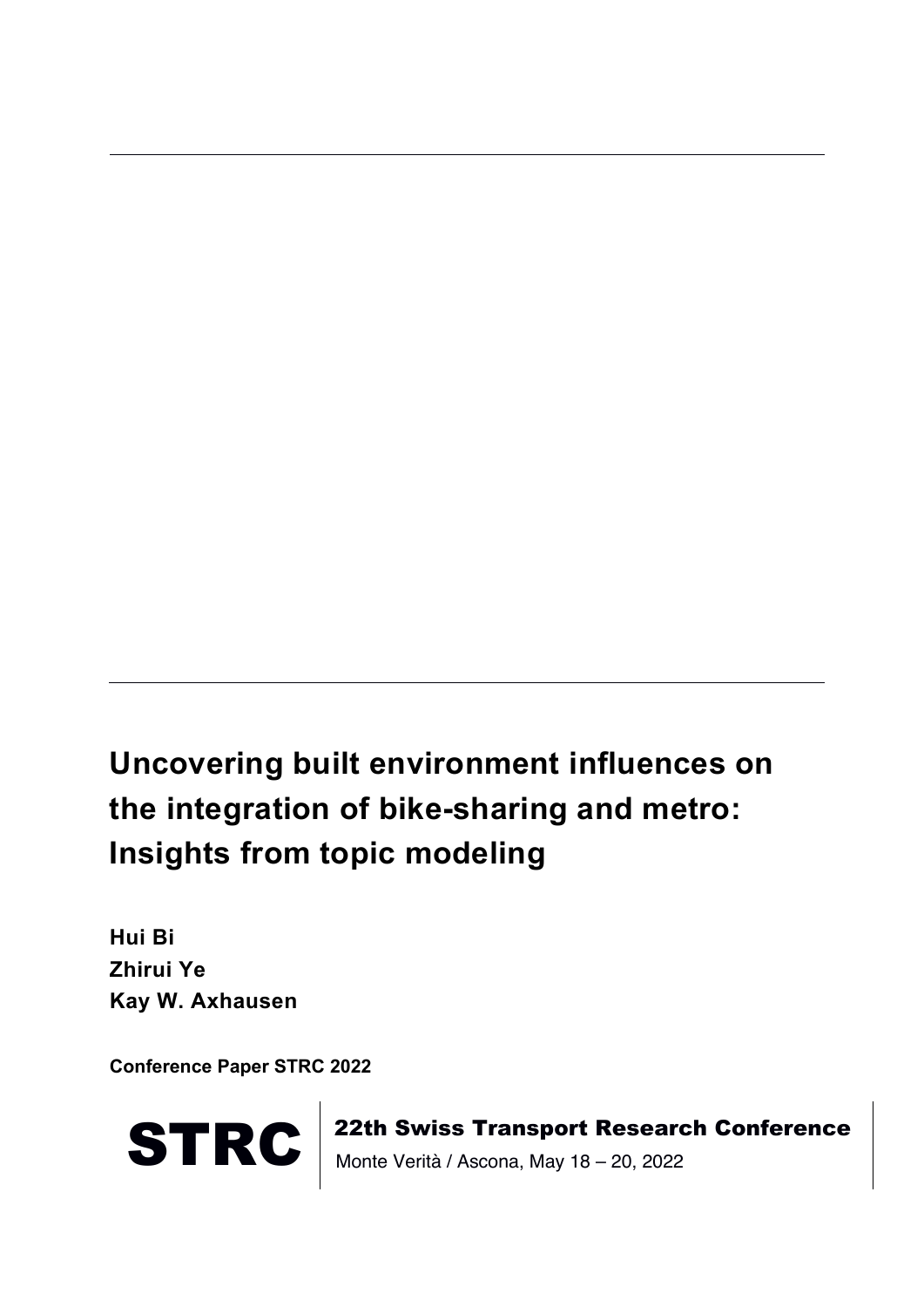# Uncovering built environment influences on the integration of bike-sharing and metro: Insights from topic modeling

**Hui Bi**
**Zhirui Ye**
**Kay W. Axhausen**

**Conference Paper STRC 2022**

**STRC** | **22th Swiss Transport Research Conference**
Monte Verità / Ascona, May 18 – 20, 2022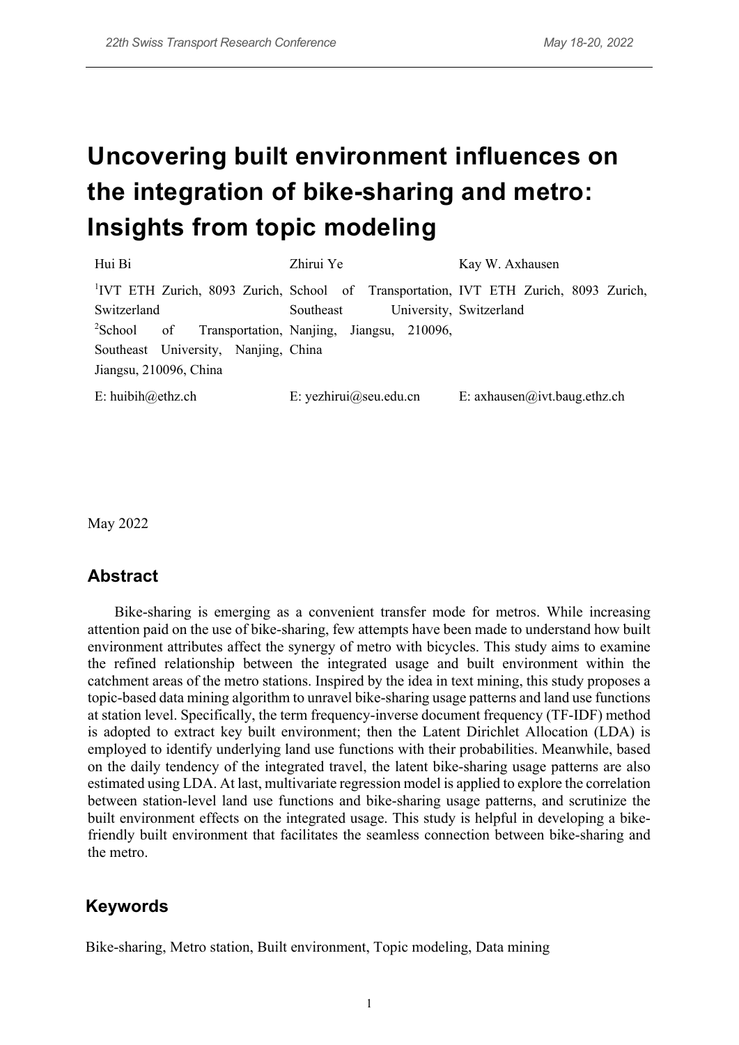# Uncovering built environment influences on the integration of bike-sharing and metro: Insights from topic modeling

| Hui Bi | Zhirui Ye | Kay W. Axhausen |
|---|---|---|
| [1]IVT ETH Zurich, 8093 Zurich, Switzerland<br>[2]School of Transportation, Southeast University, Nanjing, Jiangsu, 210096, China | School of Transportation, Southeast University, Nanjing, Jiangsu, 210096, China | IVT ETH Zurich, 8093 Zurich, Switzerland |
| E: huibih@ethz.ch | E: yezhirui@seu.edu.cn | E: axhausen@ivt.baug.ethz.ch |

May 2022

## Abstract

Bike-sharing is emerging as a convenient transfer mode for metros. While increasing attention paid on the use of bike-sharing, few attempts have been made to understand how built environment attributes affect the synergy of metro with bicycles. This study aims to examine the refined relationship between the integrated usage and built environment within the catchment areas of the metro stations. Inspired by the idea in text mining, this study proposes a topic-based data mining algorithm to unravel bike-sharing usage patterns and land use functions at station level. Specifically, the term frequency-inverse document frequency (TF-IDF) method is adopted to extract key built environment; then the Latent Dirichlet Allocation (LDA) is employed to identify underlying land use functions with their probabilities. Meanwhile, based on the daily tendency of the integrated travel, the latent bike-sharing usage patterns are also estimated using LDA. At last, multivariate regression model is applied to explore the correlation between station-level land use functions and bike-sharing usage patterns, and scrutinize the built environment effects on the integrated usage. This study is helpful in developing a bike-friendly built environment that facilitates the seamless connection between bike-sharing and the metro.

## Keywords

Bike-sharing, Metro station, Built environment, Topic modeling, Data mining